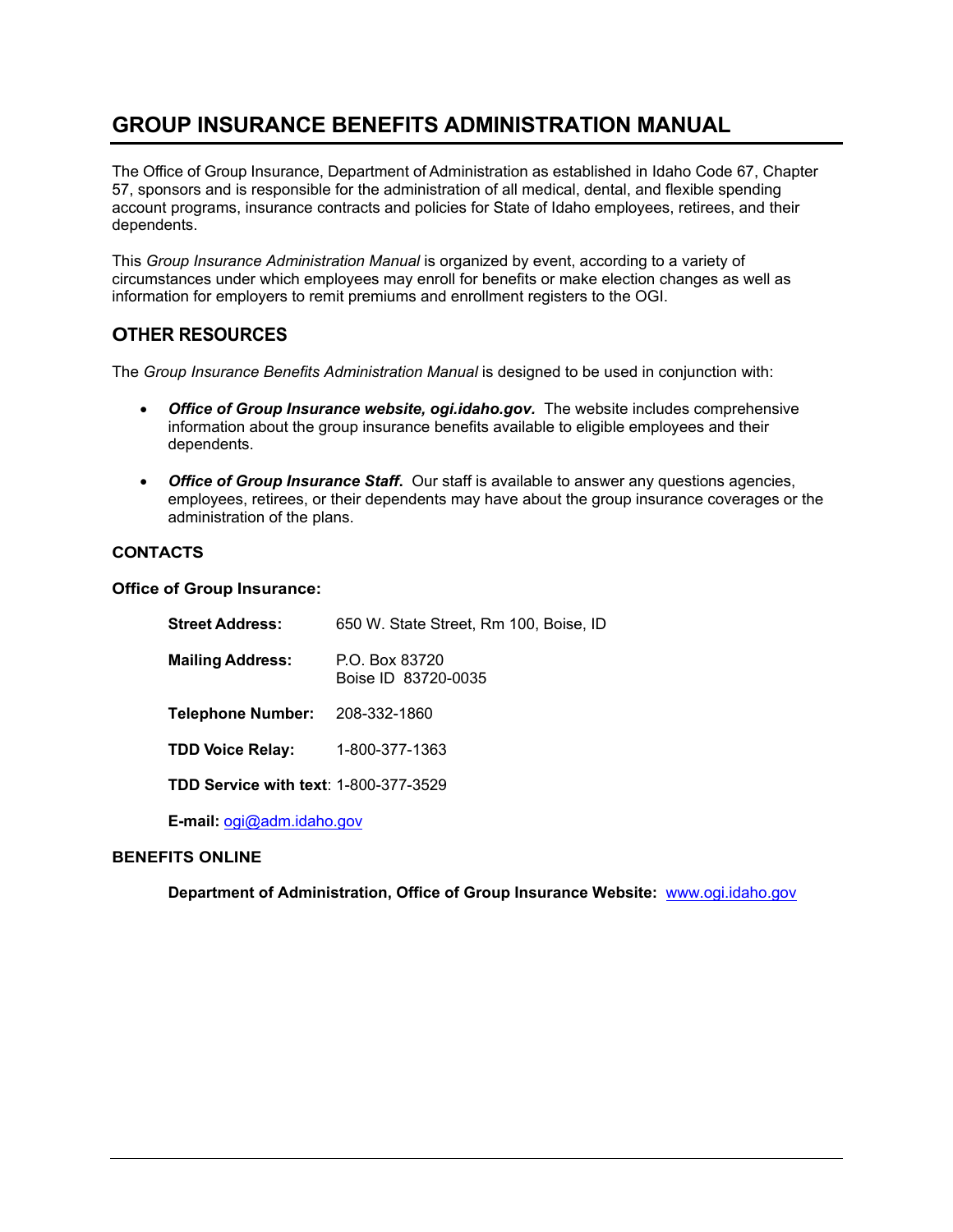# GROUP INSURANCE BENEFITS ADMINISTRATION MANUAL

The Office of Group Insurance, Department of Administration as established in Idaho Code 67, Chapter 57, sponsors and is responsible for the administration of all medical, dental, and flexible spending account programs, insurance contracts and policies for State of Idaho employees, retirees, and their dependents.

This *Group Insurance Administration Manual* is organized by event, according to a variety of circumstances under which employees may enroll for benefits or make election changes as well as information for employers to remit premiums and enrollment registers to the OGI.

## OTHER RESOURCES

The *Group Insurance Benefits Administration Manual* is designed to be used in conjunction with:

- ***Office of Group Insurance website, ogi.idaho.gov.*** The website includes comprehensive information about the group insurance benefits available to eligible employees and their dependents.
- ***Office of Group Insurance Staff.*** Our staff is available to answer any questions agencies, employees, retirees, or their dependents may have about the group insurance coverages or the administration of the plans.

### CONTACTS

**Office of Group Insurance:**

**Street Address:** 650 W. State Street, Rm 100, Boise, ID

**Mailing Address:** P.O. Box 83720
Boise ID 83720-0035

**Telephone Number:** 208-332-1860

**TDD Voice Relay:** 1-800-377-1363

**TDD Service with text**: 1-800-377-3529

**E-mail:** ogi@adm.idaho.gov

### BENEFITS ONLINE

**Department of Administration, Office of Group Insurance Website:** www.ogi.idaho.gov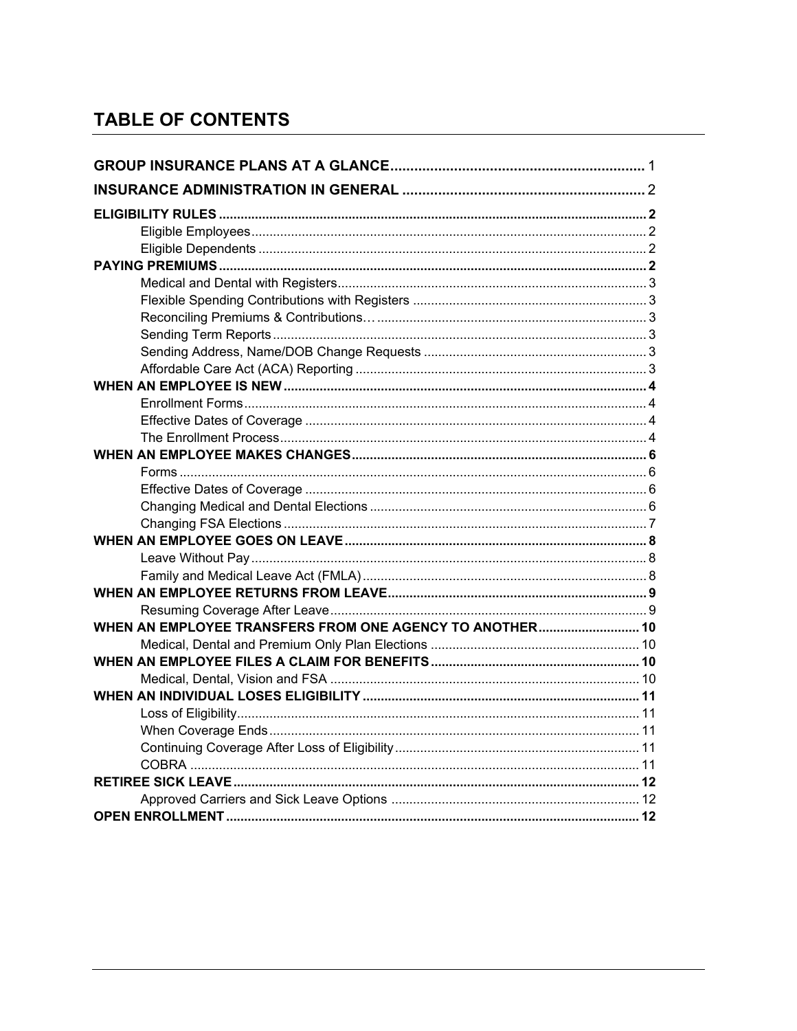# TABLE OF CONTENTS

**GROUP INSURANCE PLANS AT A GLANCE** ................................................................ 1

**INSURANCE ADMINISTRATION IN GENERAL** ............................................................ 2

**ELIGIBILITY RULES** ........................................................................................................ 2
- Eligible Employees ........................................................................................................ 2
- Eligible Dependents ...................................................................................................... 2

**PAYING PREMIUMS** ........................................................................................................ 2
- Medical and Dental with Registers ................................................................................. 3
- Flexible Spending Contributions with Registers ............................................................. 3
- Reconciling Premiums & Contributions… ...................................................................... 3
- Sending Term Reports ................................................................................................... 3
- Sending Address, Name/DOB Change Requests .......................................................... 3
- Affordable Care Act (ACA) Reporting ............................................................................. 3

**WHEN AN EMPLOYEE IS NEW** ....................................................................................... 4
- Enrollment Forms ........................................................................................................... 4
- Effective Dates of Coverage .......................................................................................... 4
- The Enrollment Process ................................................................................................. 4

**WHEN AN EMPLOYEE MAKES CHANGES** ...................................................................... 6
- Forms ............................................................................................................................ 6
- Effective Dates of Coverage .......................................................................................... 6
- Changing Medical and Dental Elections ......................................................................... 6
- Changing FSA Elections ................................................................................................ 7

**WHEN AN EMPLOYEE GOES ON LEAVE** ...................................................................... 8
- Leave Without Pay ......................................................................................................... 8
- Family and Medical Leave Act (FMLA) .......................................................................... 8

**WHEN AN EMPLOYEE RETURNS FROM LEAVE** ........................................................... 9
- Resuming Coverage After Leave .................................................................................... 9

**WHEN AN EMPLOYEE TRANSFERS FROM ONE AGENCY TO ANOTHER** ..................... 10
- Medical, Dental and Premium Only Plan Elections ......................................................... 10

**WHEN AN EMPLOYEE FILES A CLAIM FOR BENEFITS** ................................................. 10
- Medical, Dental, Vision and FSA .................................................................................... 10

**WHEN AN INDIVIDUAL LOSES ELIGIBILITY** .................................................................. 11
- Loss of Eligibility ............................................................................................................ 11
- When Coverage Ends .................................................................................................... 11
- Continuing Coverage After Loss of Eligibility ................................................................. 11
- COBRA .......................................................................................................................... 11

**RETIREE SICK LEAVE** ..................................................................................................... 12
- Approved Carriers and Sick Leave Options ................................................................... 12

**OPEN ENROLLMENT** ....................................................................................................... 12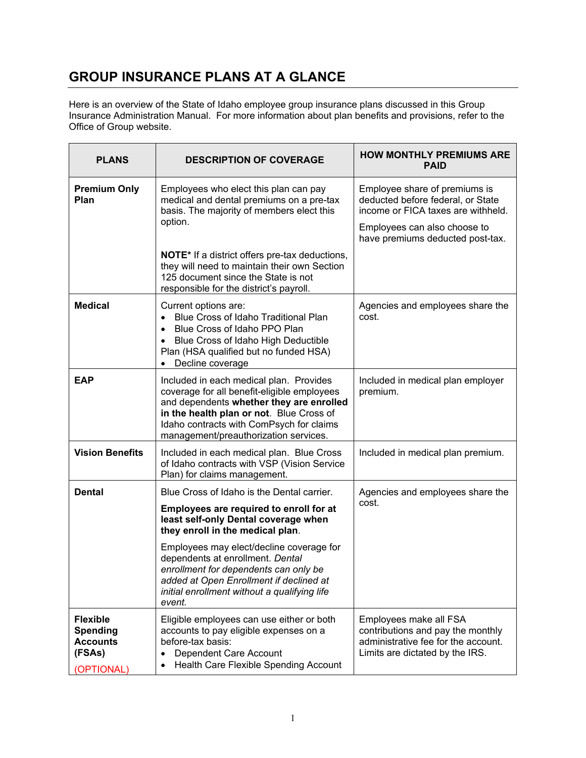# GROUP INSURANCE PLANS AT A GLANCE

Here is an overview of the State of Idaho employee group insurance plans discussed in this Group Insurance Administration Manual. For more information about plan benefits and provisions, refer to the Office of Group website.

| PLANS | DESCRIPTION OF COVERAGE | HOW MONTHLY PREMIUMS ARE PAID |
|---|---|---|
| **Premium Only Plan** | Employees who elect this plan can pay medical and dental premiums on a pre-tax basis. The majority of members elect this option.<br><br>**NOTE*** If a district offers pre-tax deductions, they will need to maintain their own Section 125 document since the State is not responsible for the district's payroll. | Employee share of premiums is deducted before federal, or State income or FICA taxes are withheld.<br><br>Employees can also choose to have premiums deducted post-tax. |
| **Medical** | Current options are:<br>• Blue Cross of Idaho Traditional Plan<br>• Blue Cross of Idaho PPO Plan<br>• Blue Cross of Idaho High Deductible Plan (HSA qualified but no funded HSA)<br>• Decline coverage | Agencies and employees share the cost. |
| **EAP** | Included in each medical plan. Provides coverage for all benefit-eligible employees and dependents **whether they are enrolled in the health plan or not**. Blue Cross of Idaho contracts with ComPsych for claims management/preauthorization services. | Included in medical plan employer premium. |
| **Vision Benefits** | Included in each medical plan. Blue Cross of Idaho contracts with VSP (Vision Service Plan) for claims management. | Included in medical plan premium. |
| **Dental** | Blue Cross of Idaho is the Dental carrier.<br><br>**Employees are required to enroll for at least self-only Dental coverage when they enroll in the medical plan**.<br><br>Employees may elect/decline coverage for dependents at enrollment. *Dental enrollment for dependents can only be added at Open Enrollment if declined at initial enrollment without a qualifying life event.* | Agencies and employees share the cost. |
| **Flexible Spending Accounts (FSAs)**<br><br>(OPTIONAL) | Eligible employees can use either or both accounts to pay eligible expenses on a before-tax basis:<br>• Dependent Care Account<br>• Health Care Flexible Spending Account | Employees make all FSA contributions and pay the monthly administrative fee for the account. Limits are dictated by the IRS. |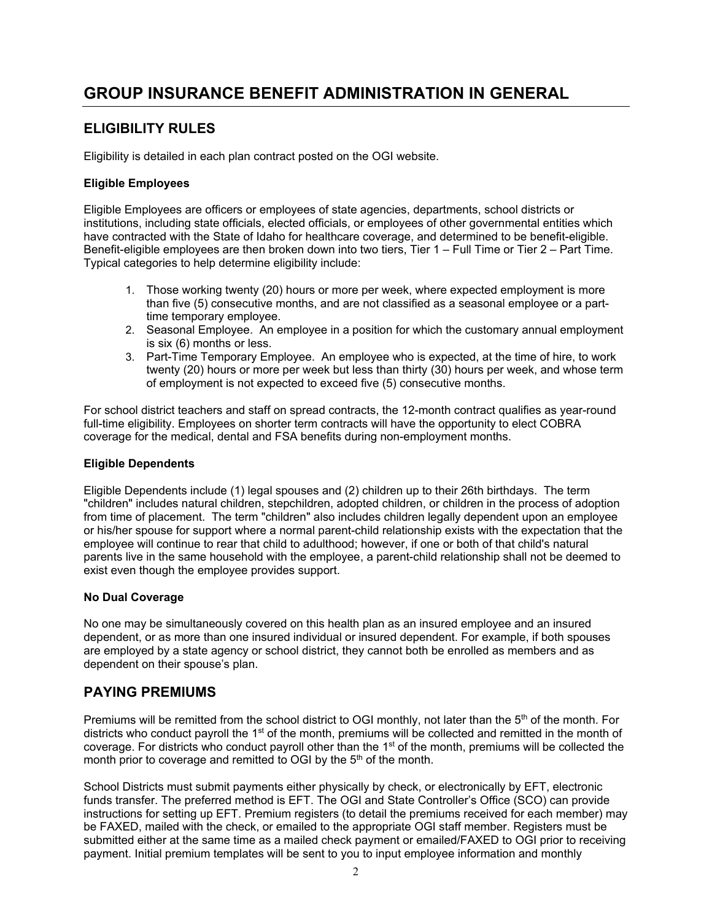# GROUP INSURANCE BENEFIT ADMINISTRATION IN GENERAL

## ELIGIBILITY RULES

Eligibility is detailed in each plan contract posted on the OGI website.

### Eligible Employees

Eligible Employees are officers or employees of state agencies, departments, school districts or institutions, including state officials, elected officials, or employees of other governmental entities which have contracted with the State of Idaho for healthcare coverage, and determined to be benefit-eligible. Benefit-eligible employees are then broken down into two tiers, Tier 1 – Full Time or Tier 2 – Part Time. Typical categories to help determine eligibility include:

1. Those working twenty (20) hours or more per week, where expected employment is more than five (5) consecutive months, and are not classified as a seasonal employee or a part-time temporary employee.
2. Seasonal Employee. An employee in a position for which the customary annual employment is six (6) months or less.
3. Part-Time Temporary Employee. An employee who is expected, at the time of hire, to work twenty (20) hours or more per week but less than thirty (30) hours per week, and whose term of employment is not expected to exceed five (5) consecutive months.

For school district teachers and staff on spread contracts, the 12-month contract qualifies as year-round full-time eligibility. Employees on shorter term contracts will have the opportunity to elect COBRA coverage for the medical, dental and FSA benefits during non-employment months.

### Eligible Dependents

Eligible Dependents include (1) legal spouses and (2) children up to their 26th birthdays. The term "children" includes natural children, stepchildren, adopted children, or children in the process of adoption from time of placement. The term "children" also includes children legally dependent upon an employee or his/her spouse for support where a normal parent-child relationship exists with the expectation that the employee will continue to rear that child to adulthood; however, if one or both of that child's natural parents live in the same household with the employee, a parent-child relationship shall not be deemed to exist even though the employee provides support.

### No Dual Coverage

No one may be simultaneously covered on this health plan as an insured employee and an insured dependent, or as more than one insured individual or insured dependent. For example, if both spouses are employed by a state agency or school district, they cannot both be enrolled as members and as dependent on their spouse's plan.

## PAYING PREMIUMS

Premiums will be remitted from the school district to OGI monthly, not later than the 5th of the month. For districts who conduct payroll the 1st of the month, premiums will be collected and remitted in the month of coverage. For districts who conduct payroll other than the 1st of the month, premiums will be collected the month prior to coverage and remitted to OGI by the 5th of the month.

School Districts must submit payments either physically by check, or electronically by EFT, electronic funds transfer. The preferred method is EFT. The OGI and State Controller's Office (SCO) can provide instructions for setting up EFT. Premium registers (to detail the premiums received for each member) may be FAXED, mailed with the check, or emailed to the appropriate OGI staff member. Registers must be submitted either at the same time as a mailed check payment or emailed/FAXED to OGI prior to receiving payment. Initial premium templates will be sent to you to input employee information and monthly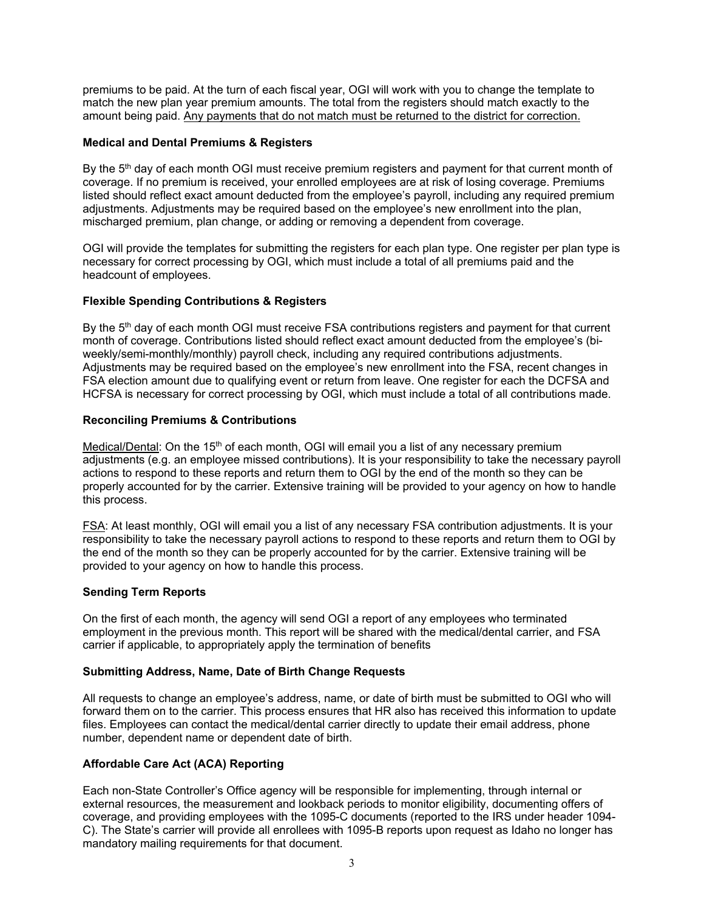premiums to be paid. At the turn of each fiscal year, OGI will work with you to change the template to match the new plan year premium amounts. The total from the registers should match exactly to the amount being paid. Any payments that do not match must be returned to the district for correction.

**Medical and Dental Premiums & Registers**

By the 5th day of each month OGI must receive premium registers and payment for that current month of coverage. If no premium is received, your enrolled employees are at risk of losing coverage. Premiums listed should reflect exact amount deducted from the employee's payroll, including any required premium adjustments. Adjustments may be required based on the employee's new enrollment into the plan, mischarged premium, plan change, or adding or removing a dependent from coverage.

OGI will provide the templates for submitting the registers for each plan type. One register per plan type is necessary for correct processing by OGI, which must include a total of all premiums paid and the headcount of employees.

**Flexible Spending Contributions & Registers**

By the 5th day of each month OGI must receive FSA contributions registers and payment for that current month of coverage. Contributions listed should reflect exact amount deducted from the employee's (bi-weekly/semi-monthly/monthly) payroll check, including any required contributions adjustments. Adjustments may be required based on the employee's new enrollment into the FSA, recent changes in FSA election amount due to qualifying event or return from leave. One register for each the DCFSA and HCFSA is necessary for correct processing by OGI, which must include a total of all contributions made.

**Reconciling Premiums & Contributions**

Medical/Dental: On the 15th of each month, OGI will email you a list of any necessary premium adjustments (e.g. an employee missed contributions). It is your responsibility to take the necessary payroll actions to respond to these reports and return them to OGI by the end of the month so they can be properly accounted for by the carrier. Extensive training will be provided to your agency on how to handle this process.

FSA: At least monthly, OGI will email you a list of any necessary FSA contribution adjustments. It is your responsibility to take the necessary payroll actions to respond to these reports and return them to OGI by the end of the month so they can be properly accounted for by the carrier. Extensive training will be provided to your agency on how to handle this process.

**Sending Term Reports**

On the first of each month, the agency will send OGI a report of any employees who terminated employment in the previous month. This report will be shared with the medical/dental carrier, and FSA carrier if applicable, to appropriately apply the termination of benefits

**Submitting Address, Name, Date of Birth Change Requests**

All requests to change an employee's address, name, or date of birth must be submitted to OGI who will forward them on to the carrier. This process ensures that HR also has received this information to update files. Employees can contact the medical/dental carrier directly to update their email address, phone number, dependent name or dependent date of birth.

**Affordable Care Act (ACA) Reporting**

Each non-State Controller's Office agency will be responsible for implementing, through internal or external resources, the measurement and lookback periods to monitor eligibility, documenting offers of coverage, and providing employees with the 1095-C documents (reported to the IRS under header 1094-C). The State's carrier will provide all enrollees with 1095-B reports upon request as Idaho no longer has mandatory mailing requirements for that document.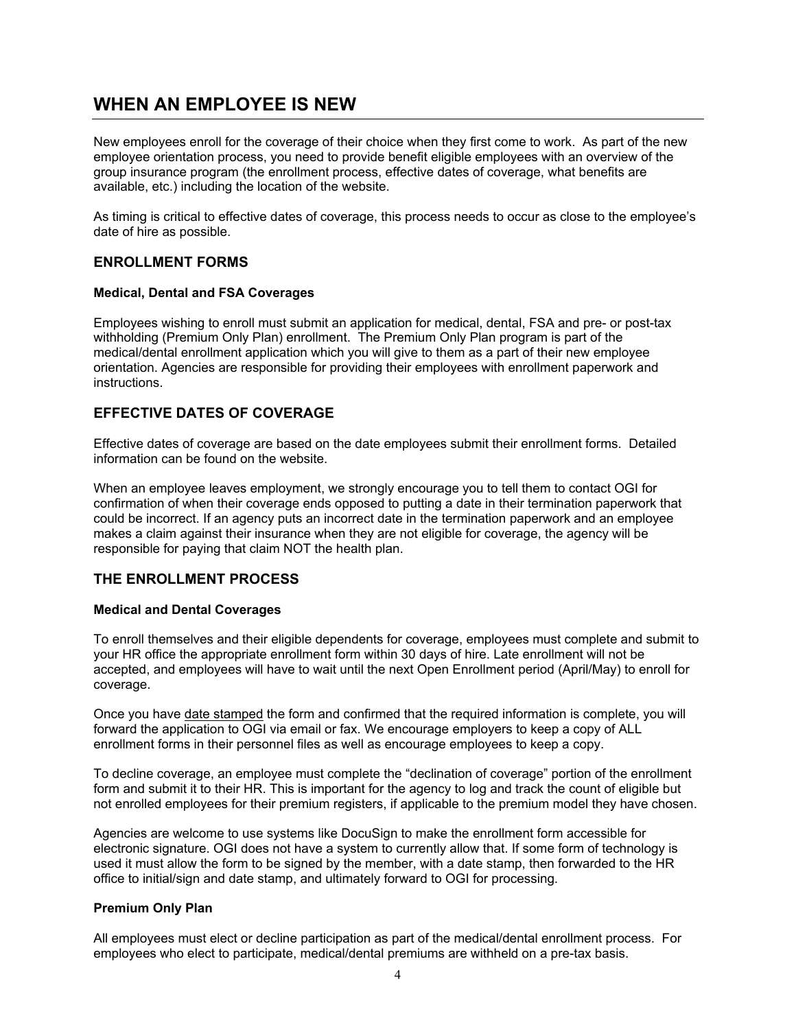# WHEN AN EMPLOYEE IS NEW

New employees enroll for the coverage of their choice when they first come to work. As part of the new employee orientation process, you need to provide benefit eligible employees with an overview of the group insurance program (the enrollment process, effective dates of coverage, what benefits are available, etc.) including the location of the website.

As timing is critical to effective dates of coverage, this process needs to occur as close to the employee's date of hire as possible.

## ENROLLMENT FORMS

#### Medical, Dental and FSA Coverages

Employees wishing to enroll must submit an application for medical, dental, FSA and pre- or post-tax withholding (Premium Only Plan) enrollment. The Premium Only Plan program is part of the medical/dental enrollment application which you will give to them as a part of their new employee orientation. Agencies are responsible for providing their employees with enrollment paperwork and instructions.

## EFFECTIVE DATES OF COVERAGE

Effective dates of coverage are based on the date employees submit their enrollment forms. Detailed information can be found on the website.

When an employee leaves employment, we strongly encourage you to tell them to contact OGI for confirmation of when their coverage ends opposed to putting a date in their termination paperwork that could be incorrect. If an agency puts an incorrect date in the termination paperwork and an employee makes a claim against their insurance when they are not eligible for coverage, the agency will be responsible for paying that claim NOT the health plan.

## THE ENROLLMENT PROCESS

#### Medical and Dental Coverages

To enroll themselves and their eligible dependents for coverage, employees must complete and submit to your HR office the appropriate enrollment form within 30 days of hire. Late enrollment will not be accepted, and employees will have to wait until the next Open Enrollment period (April/May) to enroll for coverage.

Once you have date stamped the form and confirmed that the required information is complete, you will forward the application to OGI via email or fax. We encourage employers to keep a copy of ALL enrollment forms in their personnel files as well as encourage employees to keep a copy.

To decline coverage, an employee must complete the "declination of coverage" portion of the enrollment form and submit it to their HR. This is important for the agency to log and track the count of eligible but not enrolled employees for their premium registers, if applicable to the premium model they have chosen.

Agencies are welcome to use systems like DocuSign to make the enrollment form accessible for electronic signature. OGI does not have a system to currently allow that. If some form of technology is used it must allow the form to be signed by the member, with a date stamp, then forwarded to the HR office to initial/sign and date stamp, and ultimately forward to OGI for processing.

#### Premium Only Plan

All employees must elect or decline participation as part of the medical/dental enrollment process. For employees who elect to participate, medical/dental premiums are withheld on a pre-tax basis.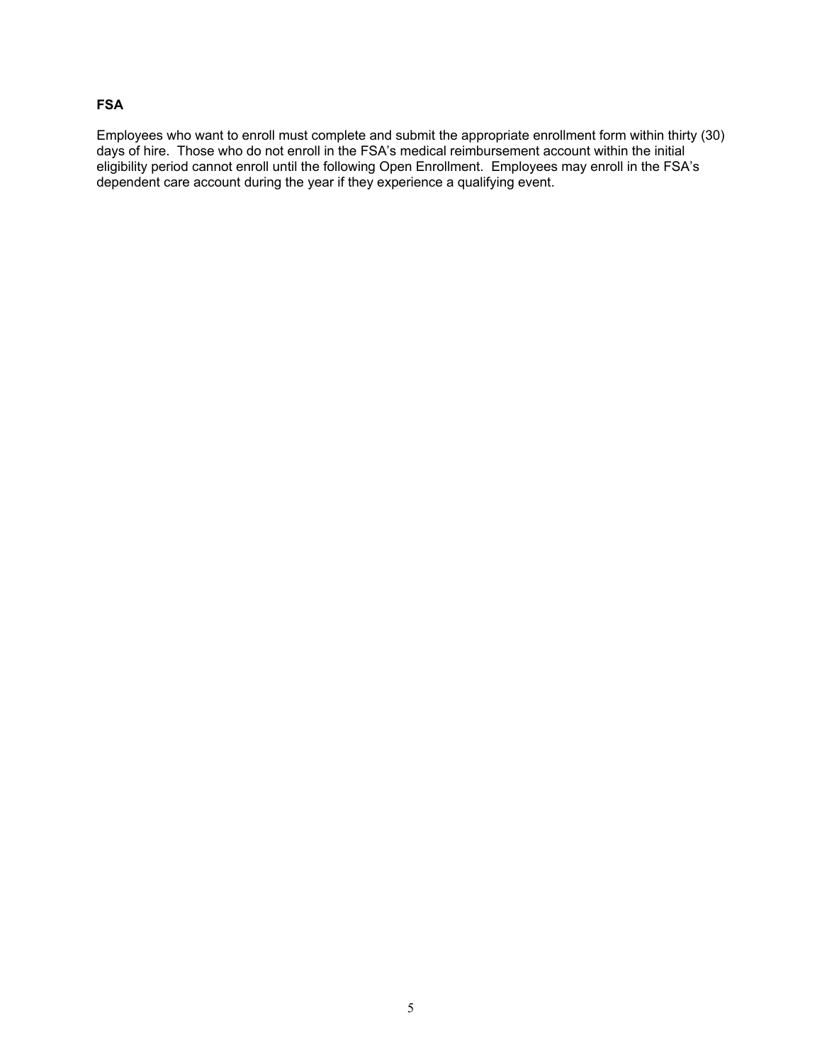**FSA**

Employees who want to enroll must complete and submit the appropriate enrollment form within thirty (30) days of hire. Those who do not enroll in the FSA's medical reimbursement account within the initial eligibility period cannot enroll until the following Open Enrollment. Employees may enroll in the FSA's dependent care account during the year if they experience a qualifying event.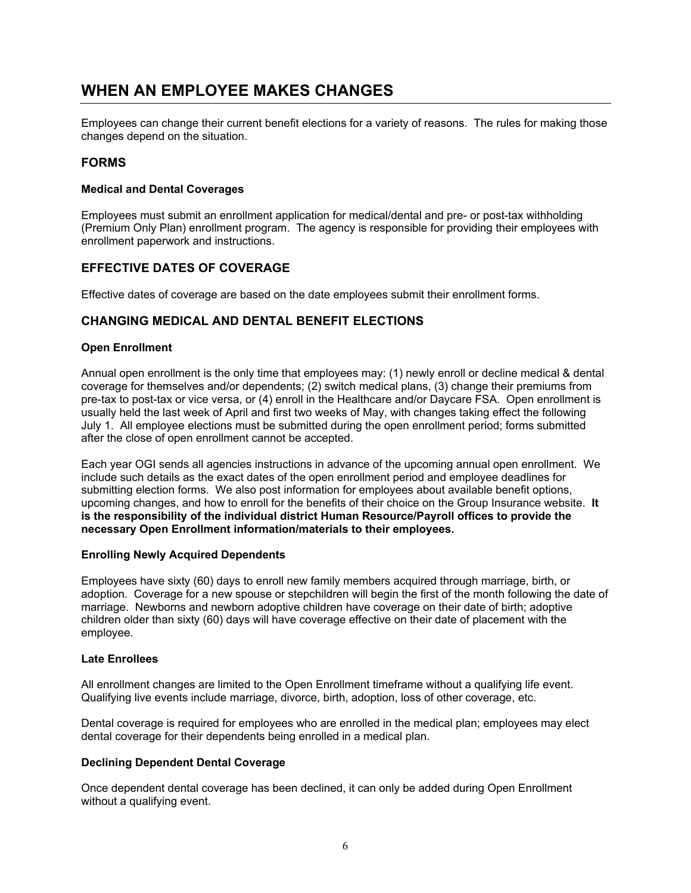# WHEN AN EMPLOYEE MAKES CHANGES

Employees can change their current benefit elections for a variety of reasons. The rules for making those changes depend on the situation.

## FORMS

### Medical and Dental Coverages

Employees must submit an enrollment application for medical/dental and pre- or post-tax withholding (Premium Only Plan) enrollment program. The agency is responsible for providing their employees with enrollment paperwork and instructions.

## EFFECTIVE DATES OF COVERAGE

Effective dates of coverage are based on the date employees submit their enrollment forms.

## CHANGING MEDICAL AND DENTAL BENEFIT ELECTIONS

### Open Enrollment

Annual open enrollment is the only time that employees may: (1) newly enroll or decline medical & dental coverage for themselves and/or dependents; (2) switch medical plans, (3) change their premiums from pre-tax to post-tax or vice versa, or (4) enroll in the Healthcare and/or Daycare FSA. Open enrollment is usually held the last week of April and first two weeks of May, with changes taking effect the following July 1. All employee elections must be submitted during the open enrollment period; forms submitted after the close of open enrollment cannot be accepted.

Each year OGI sends all agencies instructions in advance of the upcoming annual open enrollment. We include such details as the exact dates of the open enrollment period and employee deadlines for submitting election forms. We also post information for employees about available benefit options, upcoming changes, and how to enroll for the benefits of their choice on the Group Insurance website. **It is the responsibility of the individual district Human Resource/Payroll offices to provide the necessary Open Enrollment information/materials to their employees.**

### Enrolling Newly Acquired Dependents

Employees have sixty (60) days to enroll new family members acquired through marriage, birth, or adoption. Coverage for a new spouse or stepchildren will begin the first of the month following the date of marriage. Newborns and newborn adoptive children have coverage on their date of birth; adoptive children older than sixty (60) days will have coverage effective on their date of placement with the employee.

### Late Enrollees

All enrollment changes are limited to the Open Enrollment timeframe without a qualifying life event. Qualifying live events include marriage, divorce, birth, adoption, loss of other coverage, etc.

Dental coverage is required for employees who are enrolled in the medical plan; employees may elect dental coverage for their dependents being enrolled in a medical plan.

### Declining Dependent Dental Coverage

Once dependent dental coverage has been declined, it can only be added during Open Enrollment without a qualifying event.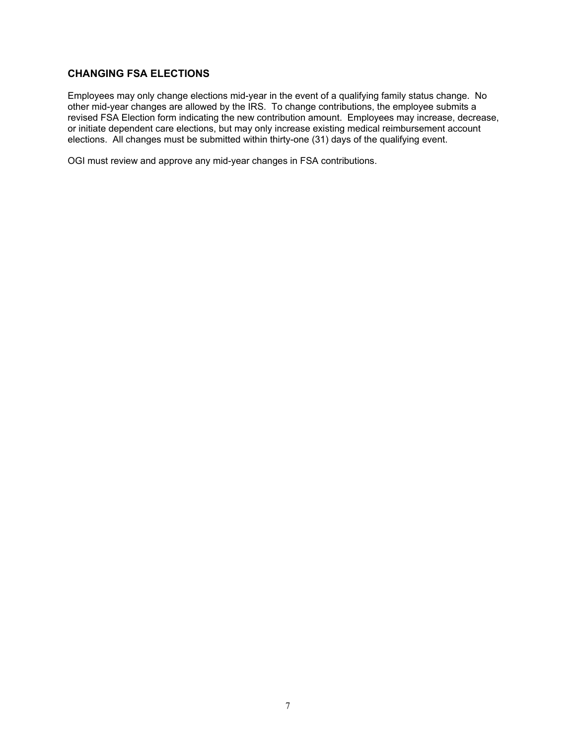## CHANGING FSA ELECTIONS

Employees may only change elections mid-year in the event of a qualifying family status change. No other mid-year changes are allowed by the IRS. To change contributions, the employee submits a revised FSA Election form indicating the new contribution amount. Employees may increase, decrease, or initiate dependent care elections, but may only increase existing medical reimbursement account elections. All changes must be submitted within thirty-one (31) days of the qualifying event.

OGI must review and approve any mid-year changes in FSA contributions.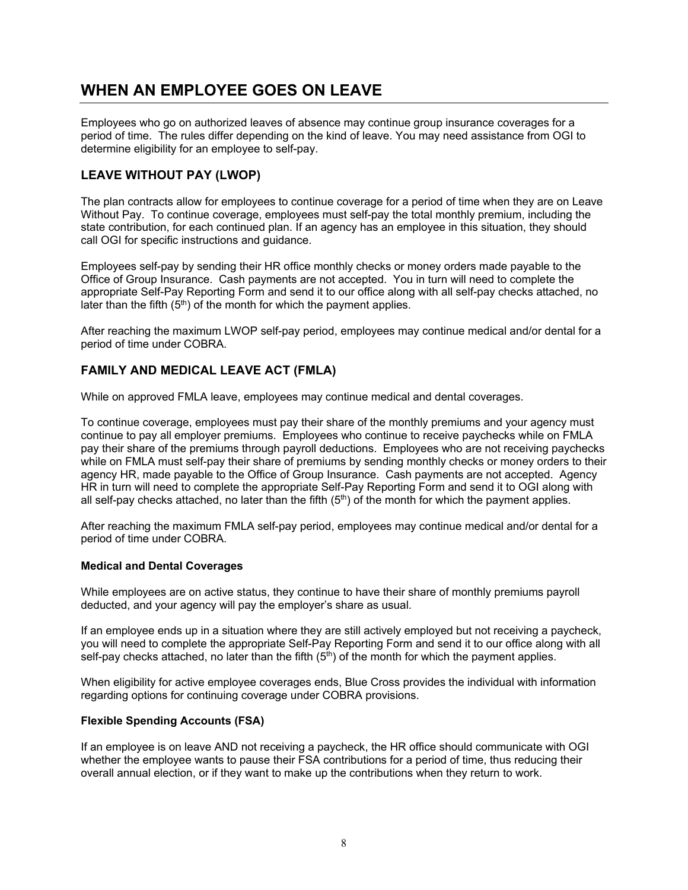# WHEN AN EMPLOYEE GOES ON LEAVE

Employees who go on authorized leaves of absence may continue group insurance coverages for a period of time. The rules differ depending on the kind of leave. You may need assistance from OGI to determine eligibility for an employee to self-pay.

## LEAVE WITHOUT PAY (LWOP)

The plan contracts allow for employees to continue coverage for a period of time when they are on Leave Without Pay. To continue coverage, employees must self-pay the total monthly premium, including the state contribution, for each continued plan. If an agency has an employee in this situation, they should call OGI for specific instructions and guidance.

Employees self-pay by sending their HR office monthly checks or money orders made payable to the Office of Group Insurance. Cash payments are not accepted. You in turn will need to complete the appropriate Self-Pay Reporting Form and send it to our office along with all self-pay checks attached, no later than the fifth (5th) of the month for which the payment applies.

After reaching the maximum LWOP self-pay period, employees may continue medical and/or dental for a period of time under COBRA.

## FAMILY AND MEDICAL LEAVE ACT (FMLA)

While on approved FMLA leave, employees may continue medical and dental coverages.

To continue coverage, employees must pay their share of the monthly premiums and your agency must continue to pay all employer premiums. Employees who continue to receive paychecks while on FMLA pay their share of the premiums through payroll deductions. Employees who are not receiving paychecks while on FMLA must self-pay their share of premiums by sending monthly checks or money orders to their agency HR, made payable to the Office of Group Insurance. Cash payments are not accepted. Agency HR in turn will need to complete the appropriate Self-Pay Reporting Form and send it to OGI along with all self-pay checks attached, no later than the fifth (5th) of the month for which the payment applies.

After reaching the maximum FMLA self-pay period, employees may continue medical and/or dental for a period of time under COBRA.

**Medical and Dental Coverages**

While employees are on active status, they continue to have their share of monthly premiums payroll deducted, and your agency will pay the employer's share as usual.

If an employee ends up in a situation where they are still actively employed but not receiving a paycheck, you will need to complete the appropriate Self-Pay Reporting Form and send it to our office along with all self-pay checks attached, no later than the fifth (5th) of the month for which the payment applies.

When eligibility for active employee coverages ends, Blue Cross provides the individual with information regarding options for continuing coverage under COBRA provisions.

**Flexible Spending Accounts (FSA)**

If an employee is on leave AND not receiving a paycheck, the HR office should communicate with OGI whether the employee wants to pause their FSA contributions for a period of time, thus reducing their overall annual election, or if they want to make up the contributions when they return to work.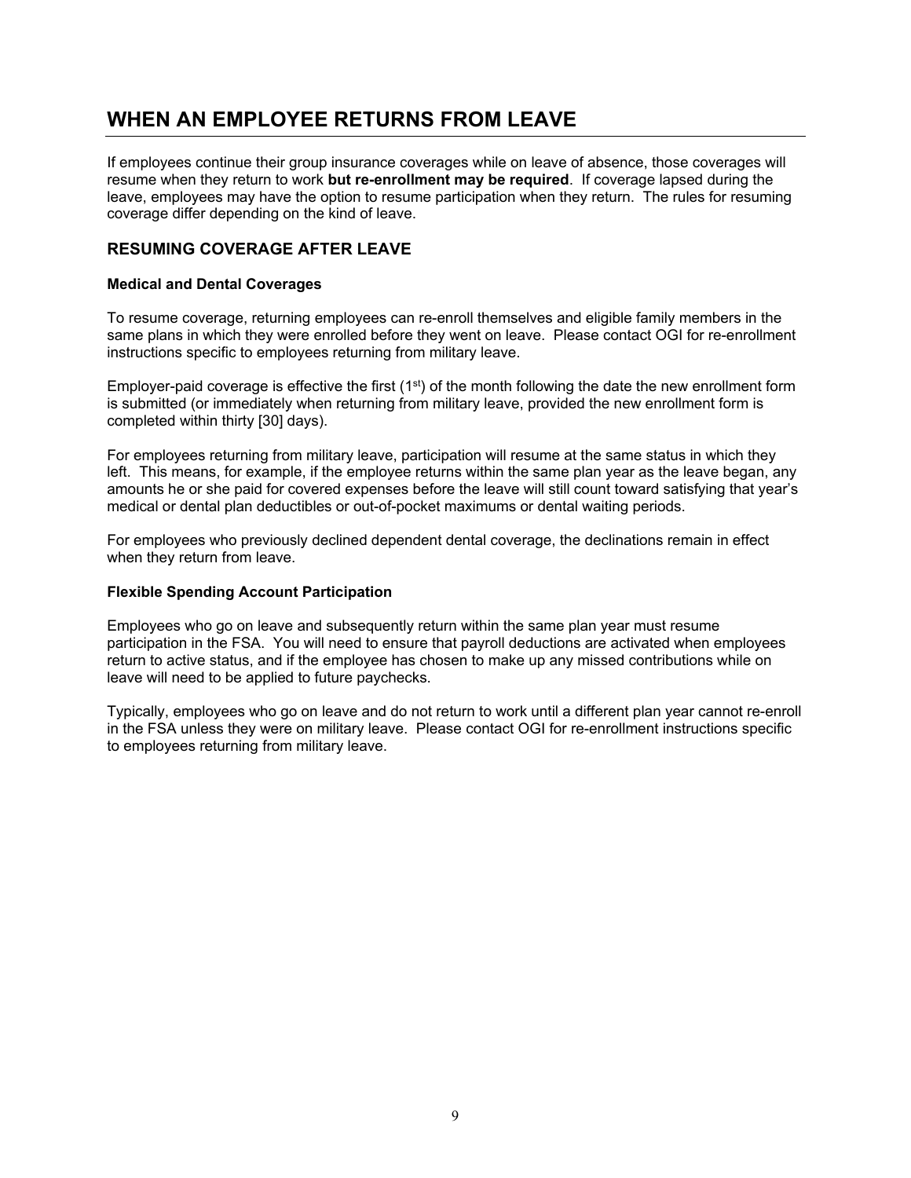# WHEN AN EMPLOYEE RETURNS FROM LEAVE

If employees continue their group insurance coverages while on leave of absence, those coverages will resume when they return to work **but re-enrollment may be required**. If coverage lapsed during the leave, employees may have the option to resume participation when they return. The rules for resuming coverage differ depending on the kind of leave.

## RESUMING COVERAGE AFTER LEAVE

**Medical and Dental Coverages**

To resume coverage, returning employees can re-enroll themselves and eligible family members in the same plans in which they were enrolled before they went on leave. Please contact OGI for re-enrollment instructions specific to employees returning from military leave.

Employer-paid coverage is effective the first (1st) of the month following the date the new enrollment form is submitted (or immediately when returning from military leave, provided the new enrollment form is completed within thirty [30] days).

For employees returning from military leave, participation will resume at the same status in which they left. This means, for example, if the employee returns within the same plan year as the leave began, any amounts he or she paid for covered expenses before the leave will still count toward satisfying that year's medical or dental plan deductibles or out-of-pocket maximums or dental waiting periods.

For employees who previously declined dependent dental coverage, the declinations remain in effect when they return from leave.

**Flexible Spending Account Participation**

Employees who go on leave and subsequently return within the same plan year must resume participation in the FSA. You will need to ensure that payroll deductions are activated when employees return to active status, and if the employee has chosen to make up any missed contributions while on leave will need to be applied to future paychecks.

Typically, employees who go on leave and do not return to work until a different plan year cannot re-enroll in the FSA unless they were on military leave. Please contact OGI for re-enrollment instructions specific to employees returning from military leave.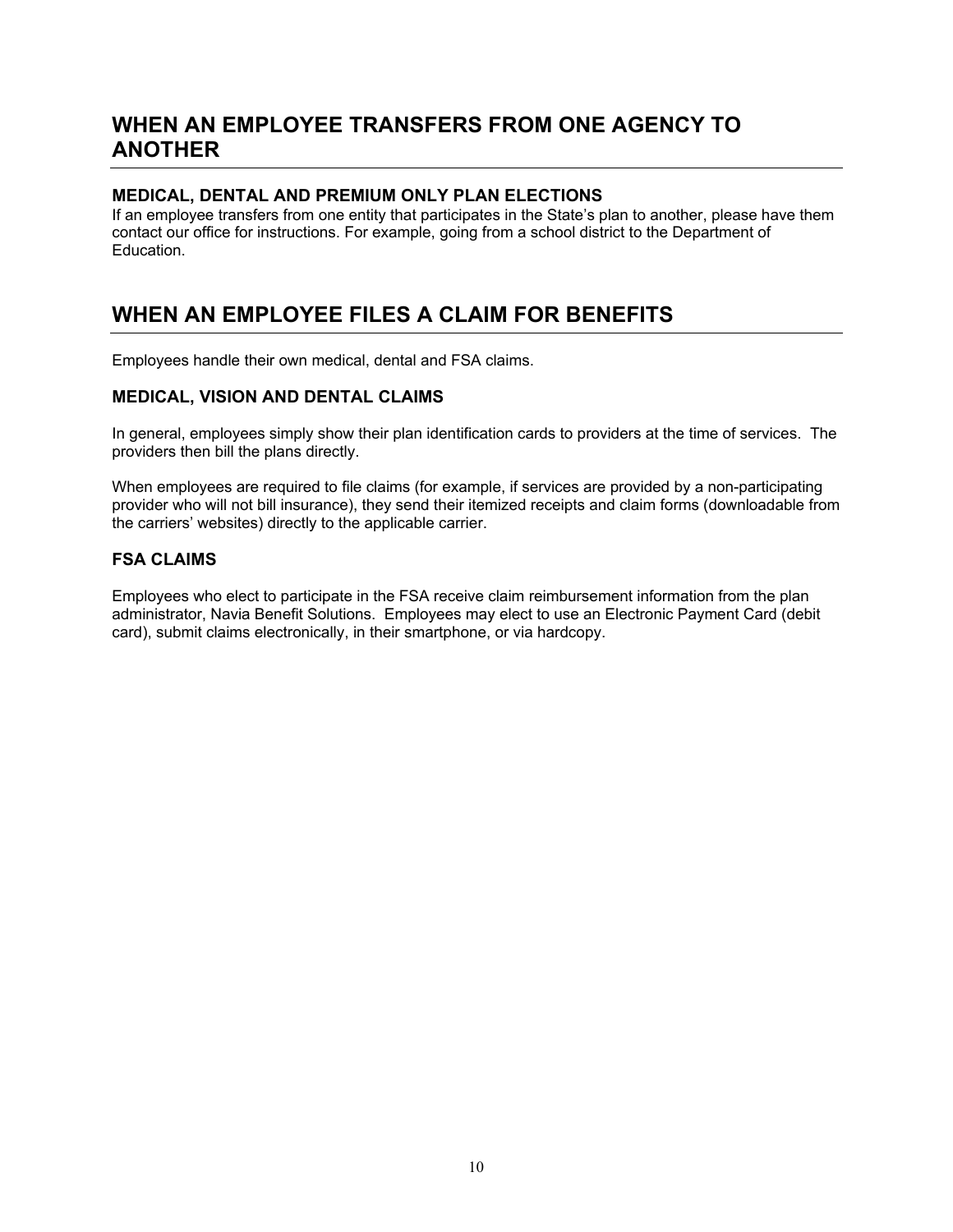## WHEN AN EMPLOYEE TRANSFERS FROM ONE AGENCY TO ANOTHER

### MEDICAL, DENTAL AND PREMIUM ONLY PLAN ELECTIONS

If an employee transfers from one entity that participates in the State's plan to another, please have them contact our office for instructions. For example, going from a school district to the Department of Education.

## WHEN AN EMPLOYEE FILES A CLAIM FOR BENEFITS

Employees handle their own medical, dental and FSA claims.

### MEDICAL, VISION AND DENTAL CLAIMS

In general, employees simply show their plan identification cards to providers at the time of services. The providers then bill the plans directly.

When employees are required to file claims (for example, if services are provided by a non-participating provider who will not bill insurance), they send their itemized receipts and claim forms (downloadable from the carriers' websites) directly to the applicable carrier.

### FSA CLAIMS

Employees who elect to participate in the FSA receive claim reimbursement information from the plan administrator, Navia Benefit Solutions. Employees may elect to use an Electronic Payment Card (debit card), submit claims electronically, in their smartphone, or via hardcopy.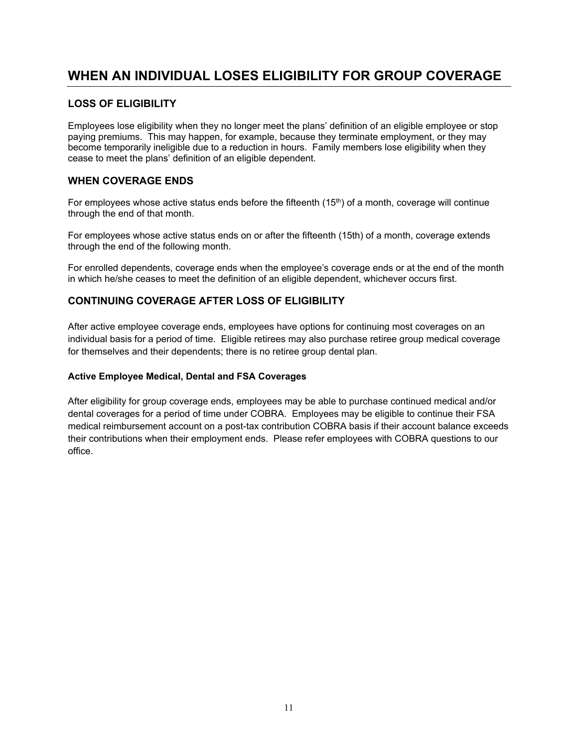# WHEN AN INDIVIDUAL LOSES ELIGIBILITY FOR GROUP COVERAGE

## LOSS OF ELIGIBILITY

Employees lose eligibility when they no longer meet the plans' definition of an eligible employee or stop paying premiums. This may happen, for example, because they terminate employment, or they may become temporarily ineligible due to a reduction in hours. Family members lose eligibility when they cease to meet the plans' definition of an eligible dependent.

## WHEN COVERAGE ENDS

For employees whose active status ends before the fifteenth (15th) of a month, coverage will continue through the end of that month.

For employees whose active status ends on or after the fifteenth (15th) of a month, coverage extends through the end of the following month.

For enrolled dependents, coverage ends when the employee's coverage ends or at the end of the month in which he/she ceases to meet the definition of an eligible dependent, whichever occurs first.

## CONTINUING COVERAGE AFTER LOSS OF ELIGIBILITY

After active employee coverage ends, employees have options for continuing most coverages on an individual basis for a period of time. Eligible retirees may also purchase retiree group medical coverage for themselves and their dependents; there is no retiree group dental plan.

### Active Employee Medical, Dental and FSA Coverages

After eligibility for group coverage ends, employees may be able to purchase continued medical and/or dental coverages for a period of time under COBRA. Employees may be eligible to continue their FSA medical reimbursement account on a post-tax contribution COBRA basis if their account balance exceeds their contributions when their employment ends. Please refer employees with COBRA questions to our office.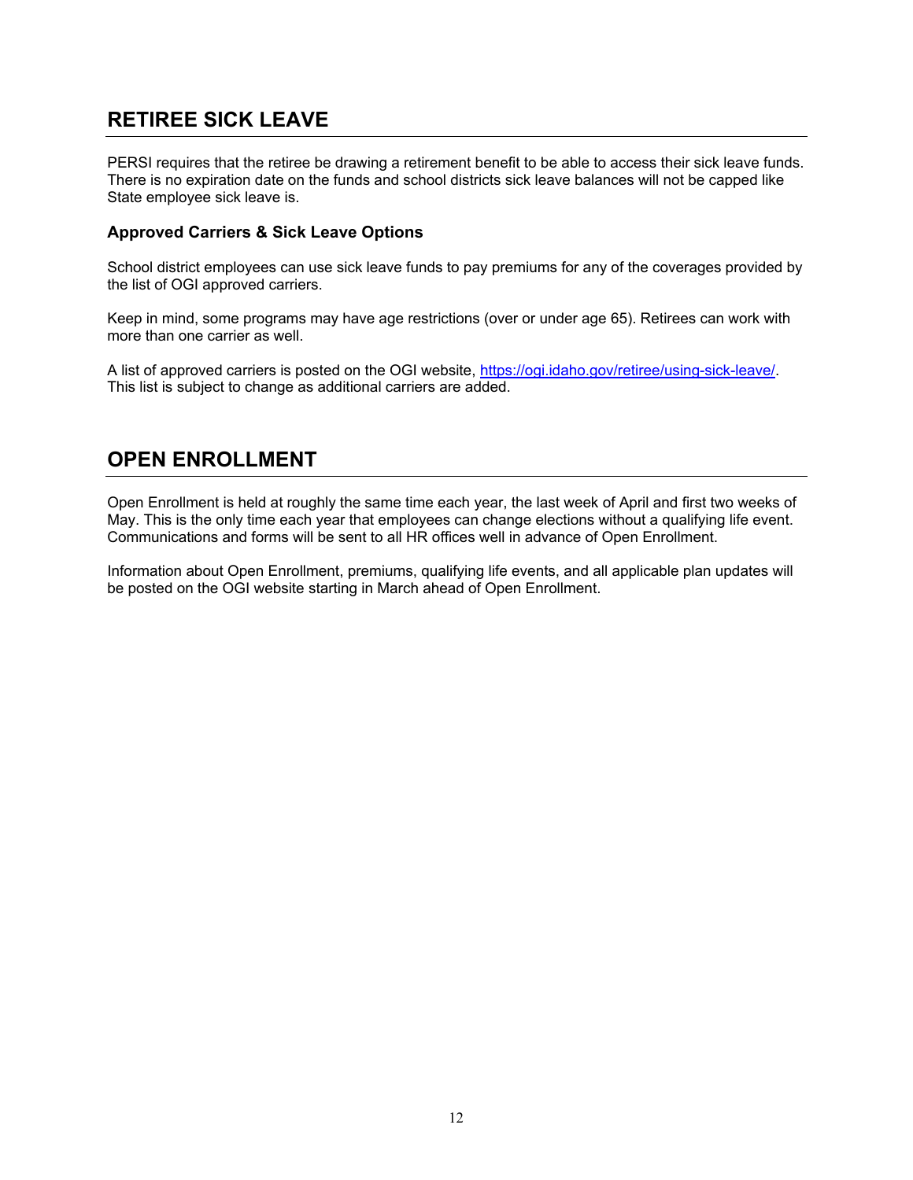## RETIREE SICK LEAVE

PERSI requires that the retiree be drawing a retirement benefit to be able to access their sick leave funds. There is no expiration date on the funds and school districts sick leave balances will not be capped like State employee sick leave is.

### Approved Carriers & Sick Leave Options

School district employees can use sick leave funds to pay premiums for any of the coverages provided by the list of OGI approved carriers.

Keep in mind, some programs may have age restrictions (over or under age 65). Retirees can work with more than one carrier as well.

A list of approved carriers is posted on the OGI website, https://ogi.idaho.gov/retiree/using-sick-leave/. This list is subject to change as additional carriers are added.

## OPEN ENROLLMENT

Open Enrollment is held at roughly the same time each year, the last week of April and first two weeks of May. This is the only time each year that employees can change elections without a qualifying life event. Communications and forms will be sent to all HR offices well in advance of Open Enrollment.

Information about Open Enrollment, premiums, qualifying life events, and all applicable plan updates will be posted on the OGI website starting in March ahead of Open Enrollment.